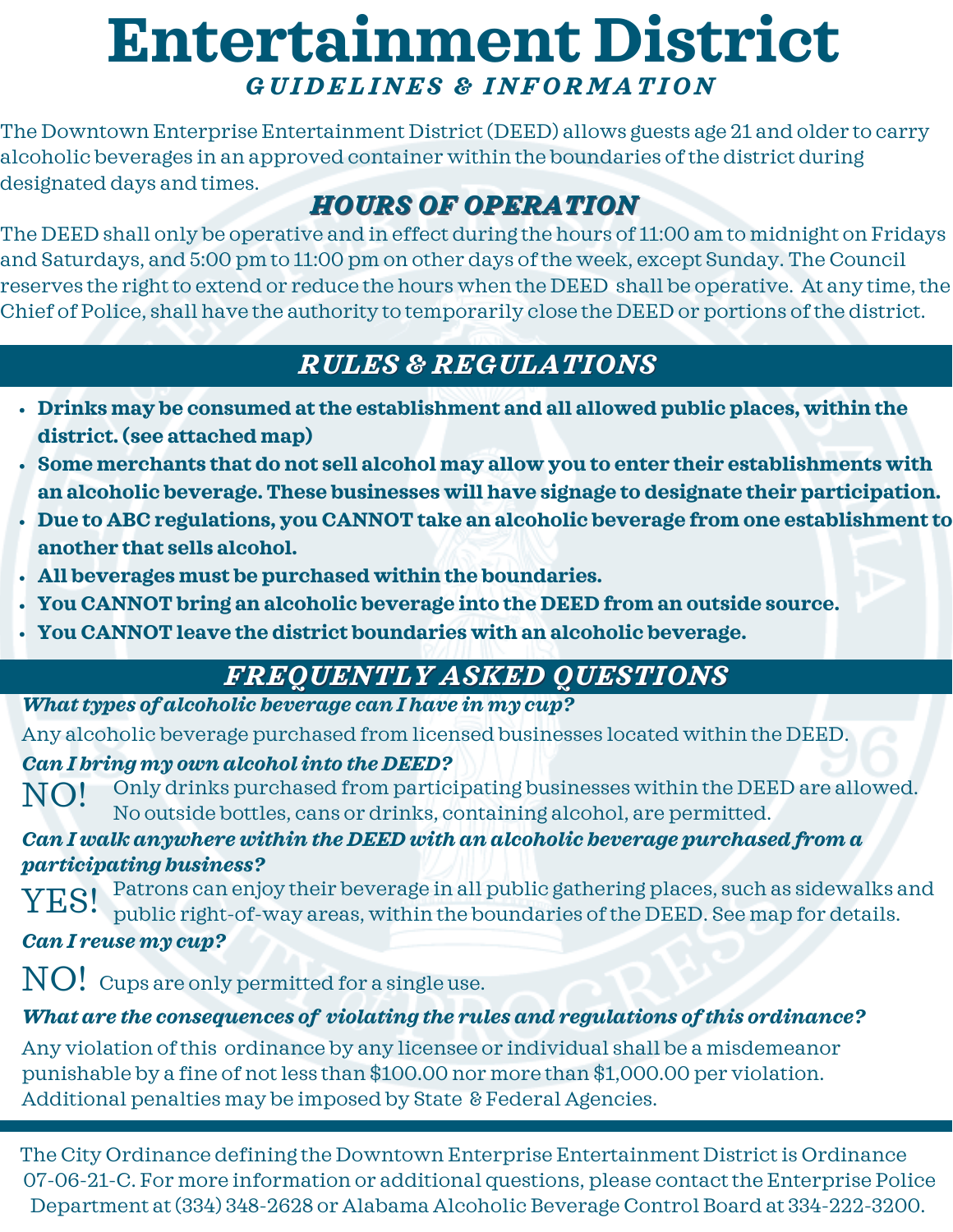# Entertainment District

***GUIDELINES & INFORMATION***

The Downtown Enterprise Entertainment District (DEED) allows guests age 21 and older to carry alcoholic beverages in an approved container within the boundaries of the district during designated days and times.

## *HOURS OF OPERATION*

The DEED shall only be operative and in effect during the hours of 11:00 am to midnight on Fridays and Saturdays, and 5:00 pm to 11:00 pm on other days of the week, except Sunday. The Council reserves the right to extend or reduce the hours when the DEED shall be operative. At any time, the Chief of Police, shall have the authority to temporarily close the DEED or portions of the district.

## *RULES & REGULATIONS*

- **Drinks may be consumed at the establishment and all allowed public places, within the district. (see attached map)**
- **Some merchants that do not sell alcohol may allow you to enter their establishments with an alcoholic beverage. These businesses will have signage to designate their participation.**
- **Due to ABC regulations, you CANNOT take an alcoholic beverage from one establishment to another that sells alcohol.**
- **All beverages must be purchased within the boundaries.**
- **You CANNOT bring an alcoholic beverage into the DEED from an outside source.**
- **You CANNOT leave the district boundaries with an alcoholic beverage.**

## *FREQUENTLY ASKED QUESTIONS*

***What types of alcoholic beverage can I have in my cup?***

Any alcoholic beverage purchased from licensed businesses located within the DEED.

***Can I bring my own alcohol into the DEED?***

NO! Only drinks purchased from participating businesses within the DEED are allowed. No outside bottles, cans or drinks, containing alcohol, are permitted.

***Can I walk anywhere within the DEED with an alcoholic beverage purchased from a participating business?***

YES! Patrons can enjoy their beverage in all public gathering places, such as sidewalks and public right-of-way areas, within the boundaries of the DEED. See map for details.

***Can I reuse my cup?***

NO! Cups are only permitted for a single use.

***What are the consequences of violating the rules and regulations of this ordinance?***

Any violation of this ordinance by any licensee or individual shall be a misdemeanor punishable by a fine of not less than $100.00 nor more than $1,000.00 per violation. Additional penalties may be imposed by State & Federal Agencies.

The City Ordinance defining the Downtown Enterprise Entertainment District is Ordinance 07-06-21-C. For more information or additional questions, please contact the Enterprise Police Department at (334) 348-2628 or Alabama Alcoholic Beverage Control Board at 334-222-3200.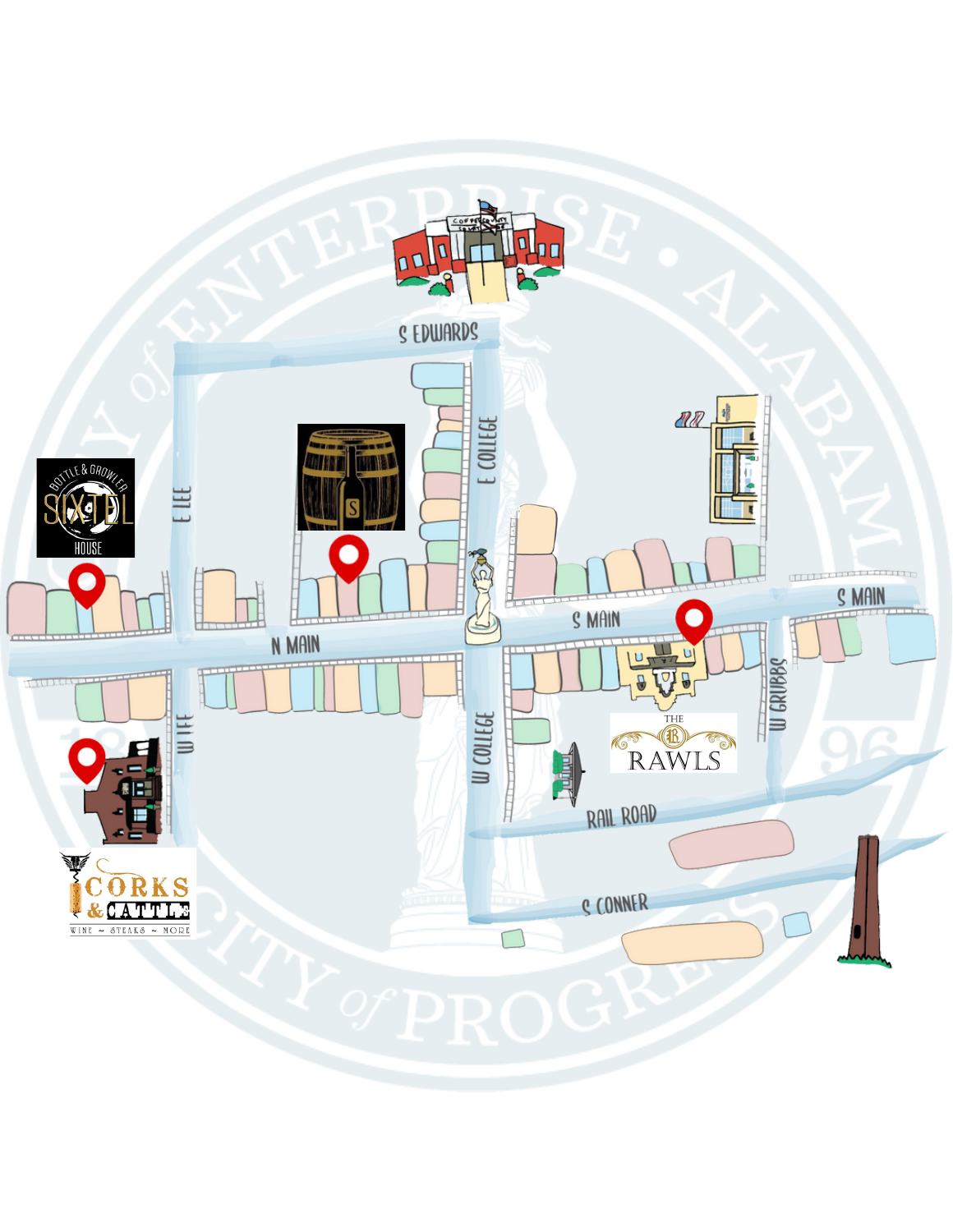S EDWARDS

E LEE

E COLLEGE

N MAIN

S MAIN

S MAIN

W LEE

W COLLEGE

W GRUBBS

RAIL ROAD

S CONNER

BOTTLE & GROWLER
SIXTEL
HOUSE

THE
RAWLS

CORKS & CATTLE
WINE ~ STEAKS ~ MORE